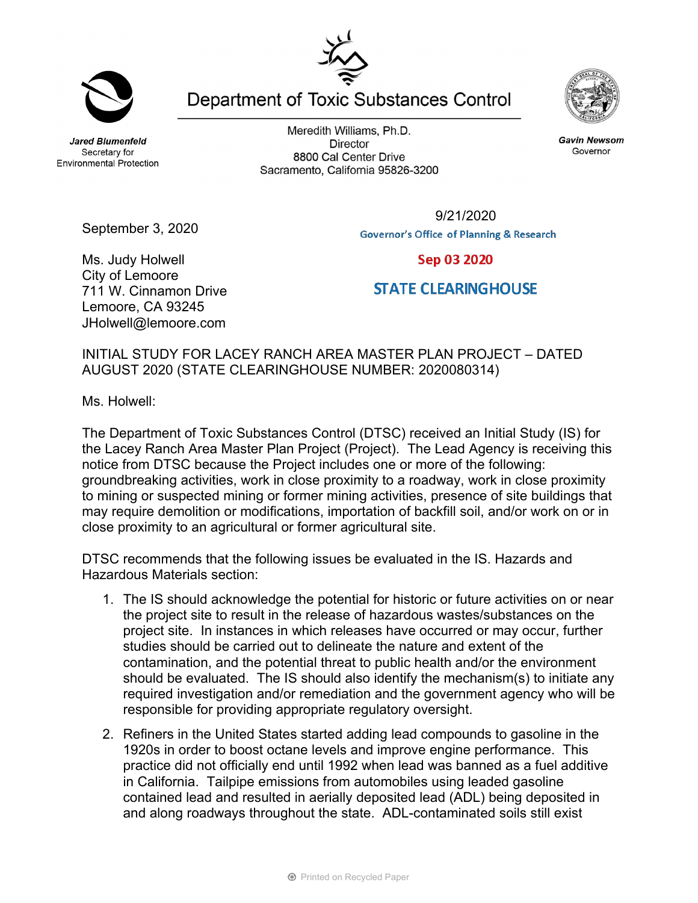Jared Blumenfeld
Secretary for
Environmental Protection

# Department of Toxic Substances Control

Meredith Williams, Ph.D.
Director
8800 Cal Center Drive
Sacramento, California 95826-3200

Gavin Newsom
Governor

September 3, 2020

9/21/2020
Governor's Office of Planning & Research

Sep 03 2020

STATE CLEARINGHOUSE

Ms. Judy Holwell
City of Lemoore
711 W. Cinnamon Drive
Lemoore, CA 93245
JHolwell@lemoore.com

INITIAL STUDY FOR LACEY RANCH AREA MASTER PLAN PROJECT – DATED AUGUST 2020 (STATE CLEARINGHOUSE NUMBER: 2020080314)

Ms. Holwell:

The Department of Toxic Substances Control (DTSC) received an Initial Study (IS) for the Lacey Ranch Area Master Plan Project (Project). The Lead Agency is receiving this notice from DTSC because the Project includes one or more of the following: groundbreaking activities, work in close proximity to a roadway, work in close proximity to mining or suspected mining or former mining activities, presence of site buildings that may require demolition or modifications, importation of backfill soil, and/or work on or in close proximity to an agricultural or former agricultural site.

DTSC recommends that the following issues be evaluated in the IS. Hazards and Hazardous Materials section:

1. The IS should acknowledge the potential for historic or future activities on or near the project site to result in the release of hazardous wastes/substances on the project site. In instances in which releases have occurred or may occur, further studies should be carried out to delineate the nature and extent of the contamination, and the potential threat to public health and/or the environment should be evaluated. The IS should also identify the mechanism(s) to initiate any required investigation and/or remediation and the government agency who will be responsible for providing appropriate regulatory oversight.

2. Refiners in the United States started adding lead compounds to gasoline in the 1920s in order to boost octane levels and improve engine performance. This practice did not officially end until 1992 when lead was banned as a fuel additive in California. Tailpipe emissions from automobiles using leaded gasoline contained lead and resulted in aerially deposited lead (ADL) being deposited in and along roadways throughout the state. ADL-contaminated soils still exist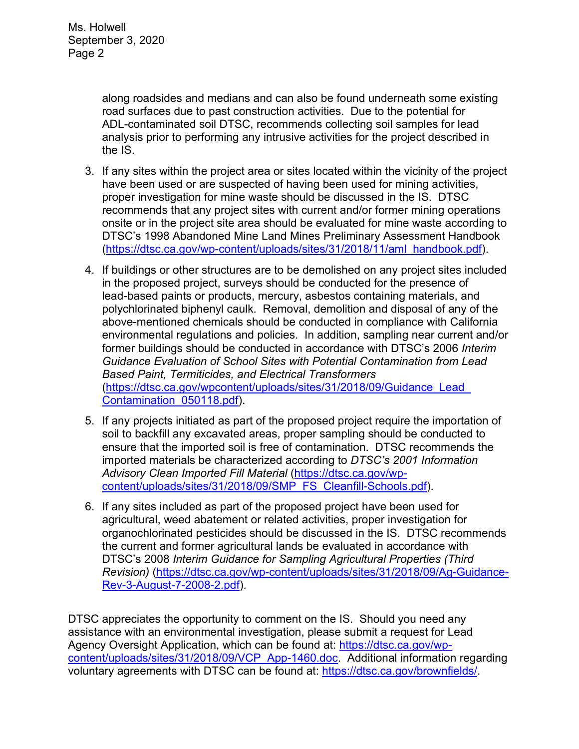along roadsides and medians and can also be found underneath some existing road surfaces due to past construction activities. Due to the potential for ADL-contaminated soil DTSC, recommends collecting soil samples for lead analysis prior to performing any intrusive activities for the project described in the IS.

3. If any sites within the project area or sites located within the vicinity of the project have been used or are suspected of having been used for mining activities, proper investigation for mine waste should be discussed in the IS. DTSC recommends that any project sites with current and/or former mining operations onsite or in the project site area should be evaluated for mine waste according to DTSC's 1998 Abandoned Mine Land Mines Preliminary Assessment Handbook (https://dtsc.ca.gov/wp-content/uploads/sites/31/2018/11/aml_handbook.pdf).

4. If buildings or other structures are to be demolished on any project sites included in the proposed project, surveys should be conducted for the presence of lead-based paints or products, mercury, asbestos containing materials, and polychlorinated biphenyl caulk. Removal, demolition and disposal of any of the above-mentioned chemicals should be conducted in compliance with California environmental regulations and policies. In addition, sampling near current and/or former buildings should be conducted in accordance with DTSC's 2006 *Interim Guidance Evaluation of School Sites with Potential Contamination from Lead Based Paint, Termiticides, and Electrical Transformers* (https://dtsc.ca.gov/wpcontent/uploads/sites/31/2018/09/Guidance_Lead_Contamination_050118.pdf).

5. If any projects initiated as part of the proposed project require the importation of soil to backfill any excavated areas, proper sampling should be conducted to ensure that the imported soil is free of contamination. DTSC recommends the imported materials be characterized according to *DTSC's 2001 Information Advisory Clean Imported Fill Material* (https://dtsc.ca.gov/wp-content/uploads/sites/31/2018/09/SMP_FS_Cleanfill-Schools.pdf).

6. If any sites included as part of the proposed project have been used for agricultural, weed abatement or related activities, proper investigation for organochlorinated pesticides should be discussed in the IS. DTSC recommends the current and former agricultural lands be evaluated in accordance with DTSC's 2008 *Interim Guidance for Sampling Agricultural Properties (Third Revision)* (https://dtsc.ca.gov/wp-content/uploads/sites/31/2018/09/Ag-Guidance-Rev-3-August-7-2008-2.pdf).

DTSC appreciates the opportunity to comment on the IS. Should you need any assistance with an environmental investigation, please submit a request for Lead Agency Oversight Application, which can be found at: https://dtsc.ca.gov/wp-content/uploads/sites/31/2018/09/VCP_App-1460.doc. Additional information regarding voluntary agreements with DTSC can be found at: https://dtsc.ca.gov/brownfields/.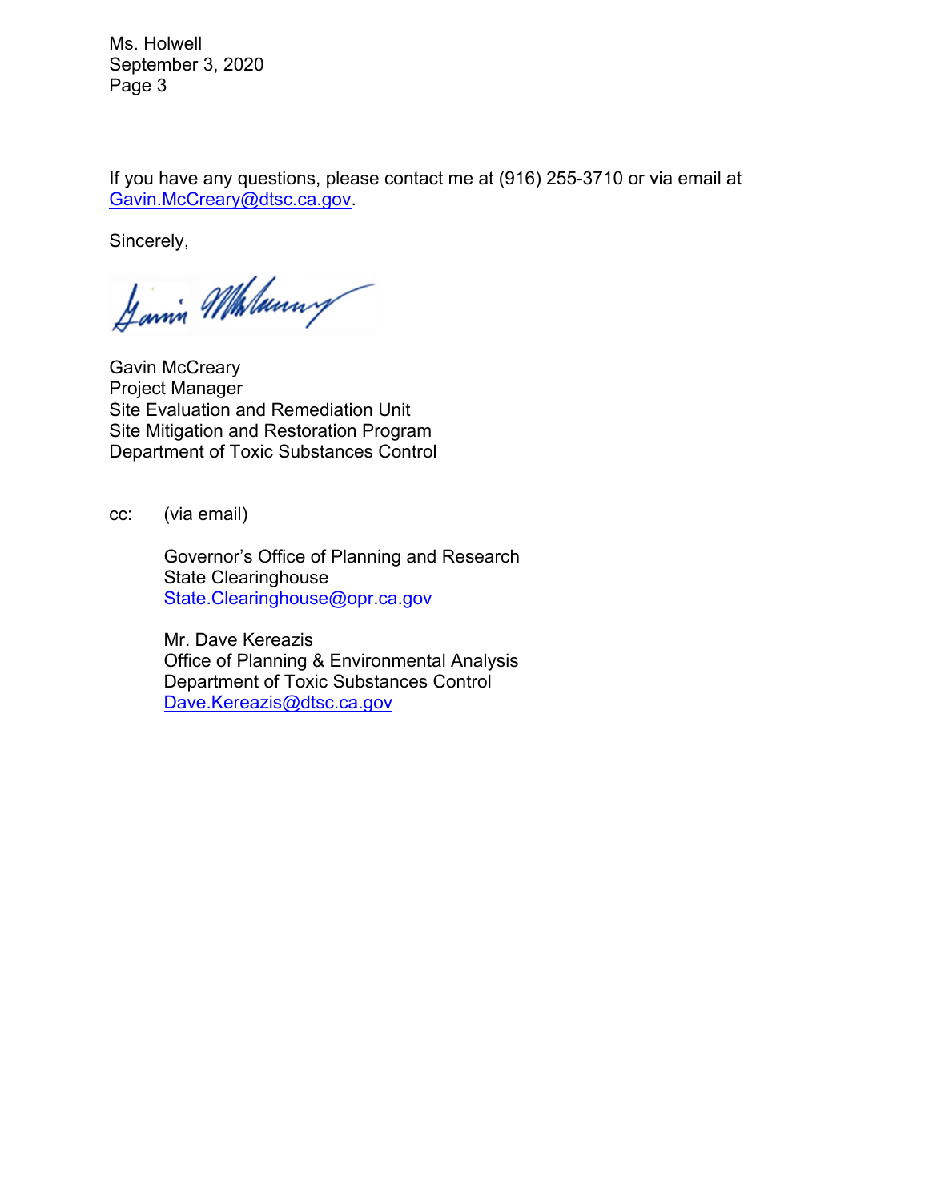If you have any questions, please contact me at (916) 255-3710 or via email at Gavin.McCreary@dtsc.ca.gov.

Sincerely,

Gavin McCreary
Project Manager
Site Evaluation and Remediation Unit
Site Mitigation and Restoration Program
Department of Toxic Substances Control

cc: (via email)

Governor's Office of Planning and Research
State Clearinghouse
State.Clearinghouse@opr.ca.gov

Mr. Dave Kereazis
Office of Planning & Environmental Analysis
Department of Toxic Substances Control
Dave.Kereazis@dtsc.ca.gov